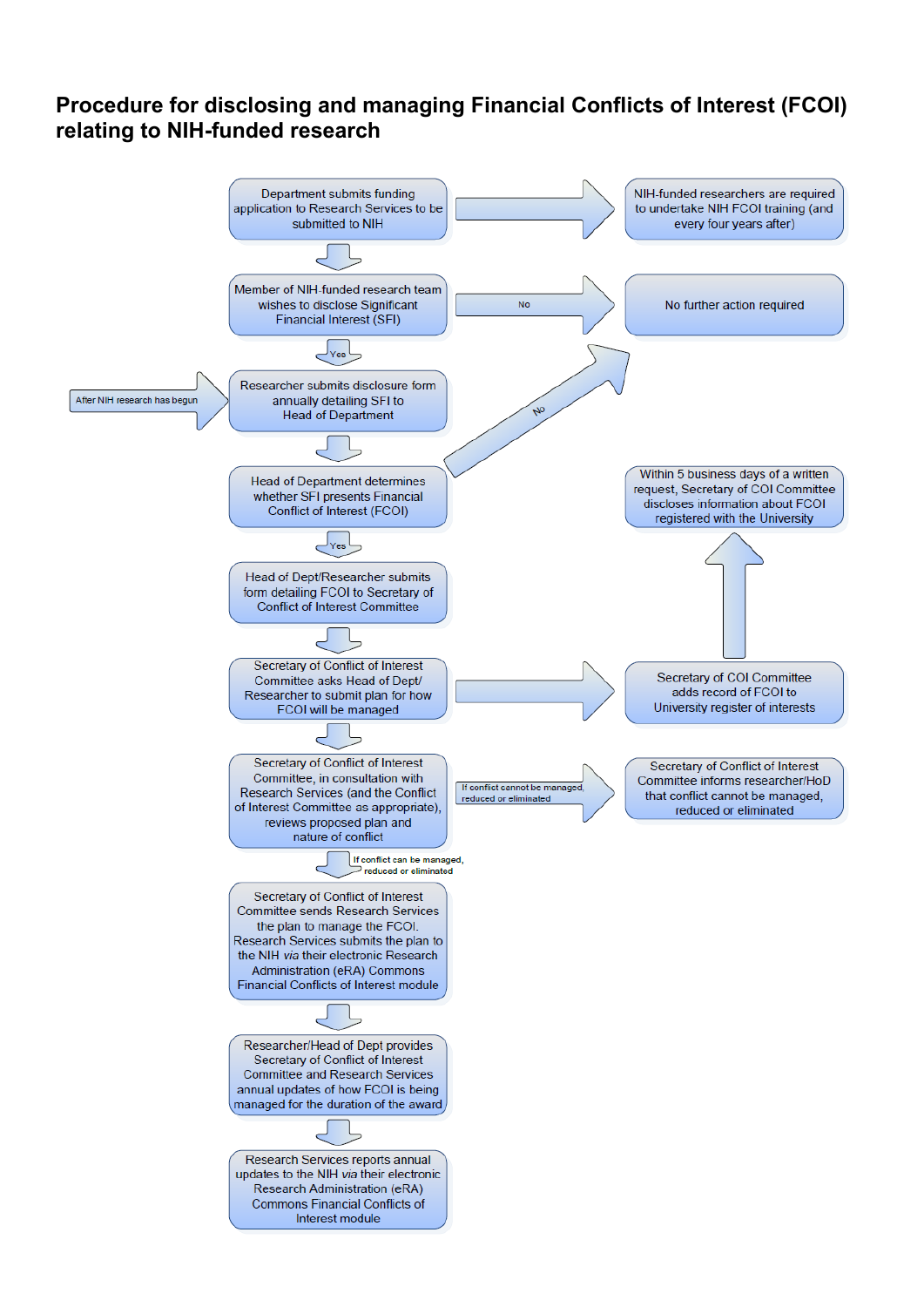# Procedure for disclosing and managing Financial Conflicts of Interest (FCOI) relating to NIH-funded research

Department submits funding application to Research Services to be submitted to NIH

→ NIH-funded researchers are required to undertake NIH FCOI training (and every four years after)

Member of NIH-funded research team wishes to disclose Significant Financial Interest (SFI)

No → No further action required

Yes

After NIH research has begun → Researcher submits disclosure form annually detailing SFI to Head of Department

Head of Department determines whether SFI presents Financial Conflict of Interest (FCOI)

No → No further action required

Yes

Head of Dept/Researcher submits form detailing FCOI to Secretary of Conflict of Interest Committee

Secretary of Conflict of Interest Committee asks Head of Dept/ Researcher to submit plan for how FCOI will be managed

→ Secretary of COI Committee adds record of FCOI to University register of interests

→ Within 5 business days of a written request, Secretary of COI Committee discloses information about FCOI registered with the University

Secretary of Conflict of Interest Committee, in consultation with Research Services (and the Conflict of Interest Committee as appropriate), reviews proposed plan and nature of conflict

If conflict cannot be managed, reduced or eliminated → Secretary of Conflict of Interest Committee informs researcher/HoD that conflict cannot be managed, reduced or eliminated

If conflict can be managed, reduced or eliminated

Secretary of Conflict of Interest Committee sends Research Services the plan to manage the FCOI. Research Services submits the plan to the NIH *via* their electronic Research Administration (eRA) Commons Financial Conflicts of Interest module

Researcher/Head of Dept provides Secretary of Conflict of Interest Committee and Research Services annual updates of how FCOI is being managed for the duration of the award

Research Services reports annual updates to the NIH *via* their electronic Research Administration (eRA) Commons Financial Conflicts of Interest module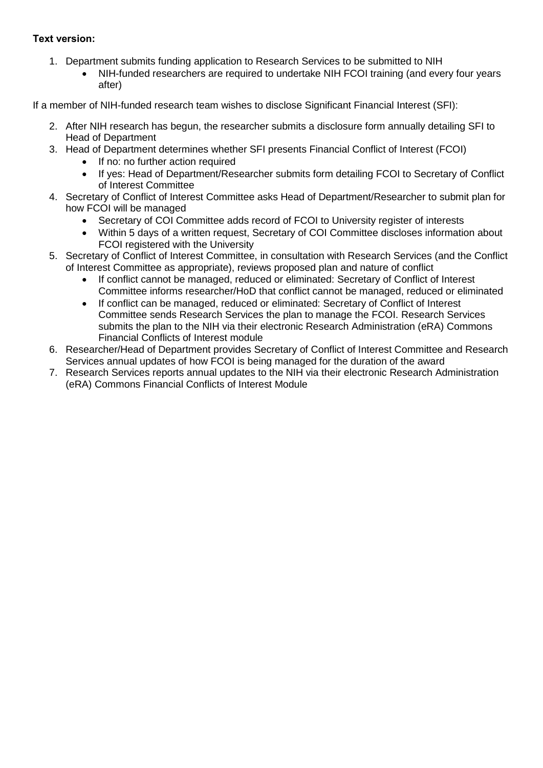**Text version:**

1. Department submits funding application to Research Services to be submitted to NIH
   - NIH-funded researchers are required to undertake NIH FCOI training (and every four years after)

If a member of NIH-funded research team wishes to disclose Significant Financial Interest (SFI):

2. After NIH research has begun, the researcher submits a disclosure form annually detailing SFI to Head of Department
3. Head of Department determines whether SFI presents Financial Conflict of Interest (FCOI)
   - If no: no further action required
   - If yes: Head of Department/Researcher submits form detailing FCOI to Secretary of Conflict of Interest Committee
4. Secretary of Conflict of Interest Committee asks Head of Department/Researcher to submit plan for how FCOI will be managed
   - Secretary of COI Committee adds record of FCOI to University register of interests
   - Within 5 days of a written request, Secretary of COI Committee discloses information about FCOI registered with the University
5. Secretary of Conflict of Interest Committee, in consultation with Research Services (and the Conflict of Interest Committee as appropriate), reviews proposed plan and nature of conflict
   - If conflict cannot be managed, reduced or eliminated: Secretary of Conflict of Interest Committee informs researcher/HoD that conflict cannot be managed, reduced or eliminated
   - If conflict can be managed, reduced or eliminated: Secretary of Conflict of Interest Committee sends Research Services the plan to manage the FCOI. Research Services submits the plan to the NIH via their electronic Research Administration (eRA) Commons Financial Conflicts of Interest module
6. Researcher/Head of Department provides Secretary of Conflict of Interest Committee and Research Services annual updates of how FCOI is being managed for the duration of the award
7. Research Services reports annual updates to the NIH via their electronic Research Administration (eRA) Commons Financial Conflicts of Interest Module